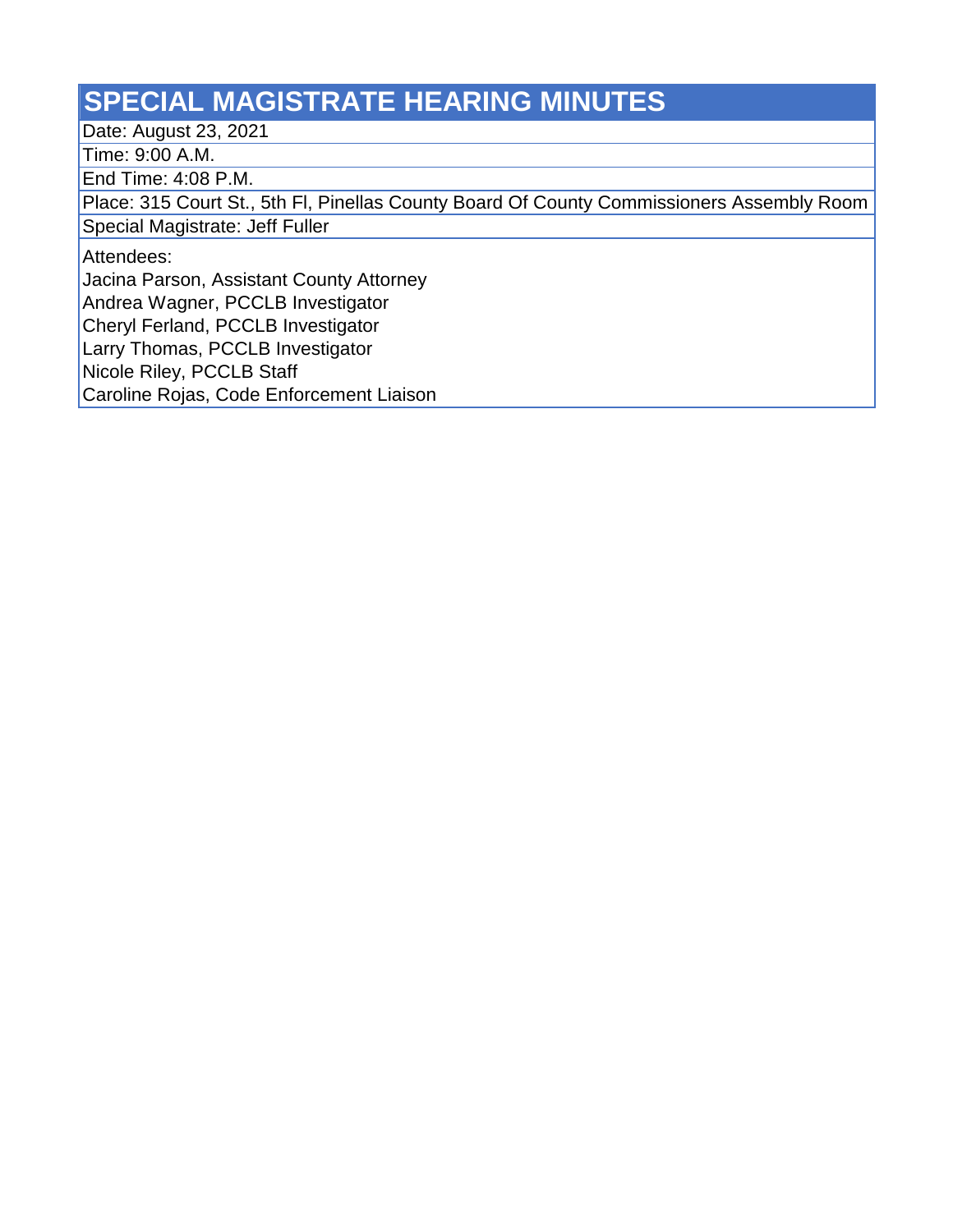# SPECIAL MAGISTRATE HEARING MINUTES

Date: August 23, 2021

Time: 9:00 A.M.

End Time: 4:08 P.M.

Place: 315 Court St., 5th Fl, Pinellas County Board Of County Commissioners Assembly Room

Special Magistrate: Jeff Fuller

Attendees:

Jacina Parson, Assistant County Attorney
Andrea Wagner, PCCLB Investigator
Cheryl Ferland, PCCLB Investigator
Larry Thomas, PCCLB Investigator
Nicole Riley, PCCLB Staff
Caroline Rojas, Code Enforcement Liaison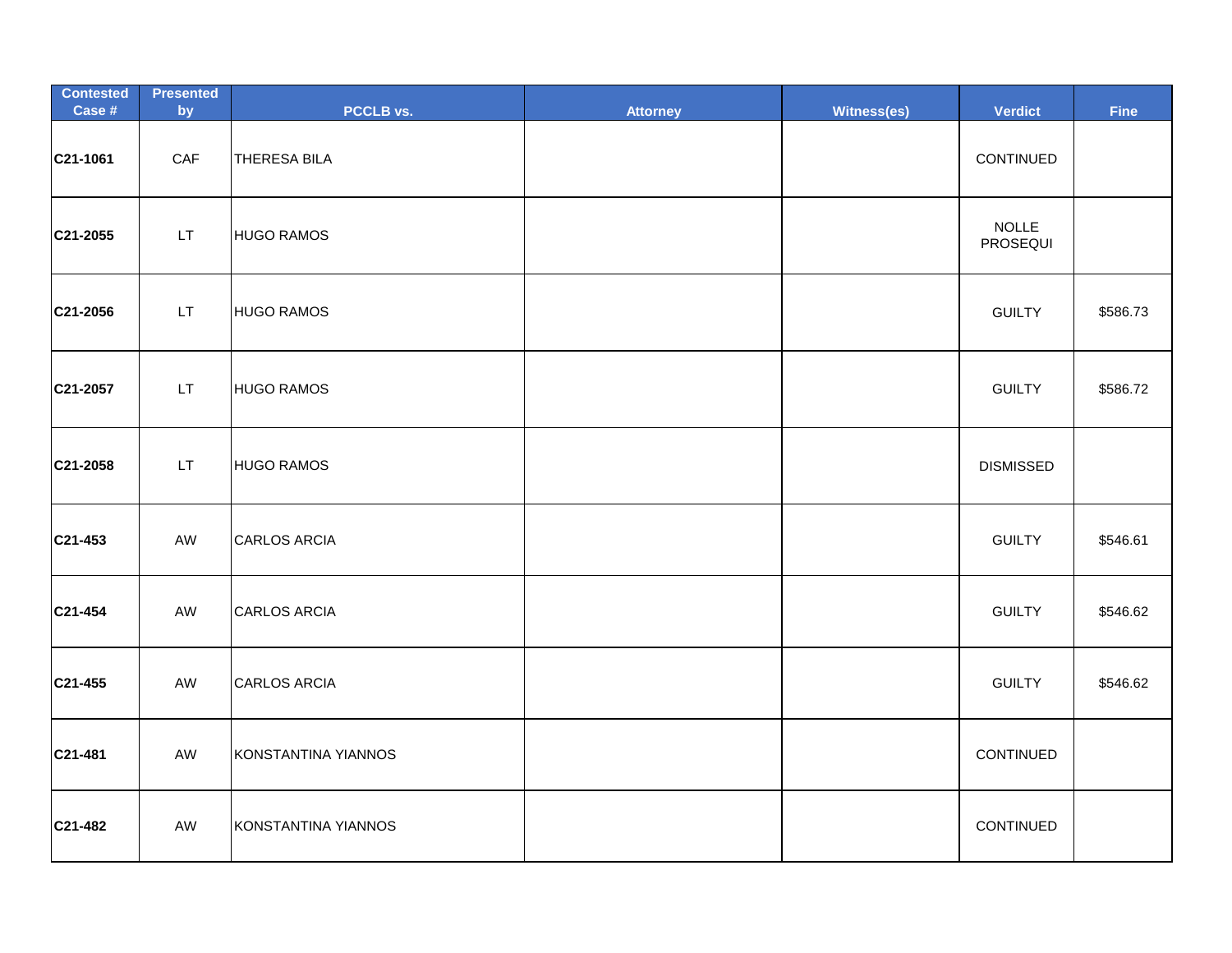| Contested Case # | Presented by | PCCLB vs. | Attorney | Witness(es) | Verdict | Fine |
| --- | --- | --- | --- | --- | --- | --- |
| **C21-1061** | CAF | THERESA BILA | | | CONTINUED | |
| **C21-2055** | LT | HUGO RAMOS | | | NOLLE PROSEQUI | |
| **C21-2056** | LT | HUGO RAMOS | | | GUILTY | $586.73 |
| **C21-2057** | LT | HUGO RAMOS | | | GUILTY | $586.72 |
| **C21-2058** | LT | HUGO RAMOS | | | DISMISSED | |
| **C21-453** | AW | CARLOS ARCIA | | | GUILTY | $546.61 |
| **C21-454** | AW | CARLOS ARCIA | | | GUILTY | $546.62 |
| **C21-455** | AW | CARLOS ARCIA | | | GUILTY | $546.62 |
| **C21-481** | AW | KONSTANTINA YIANNOS | | | CONTINUED | |
| **C21-482** | AW | KONSTANTINA YIANNOS | | | CONTINUED | |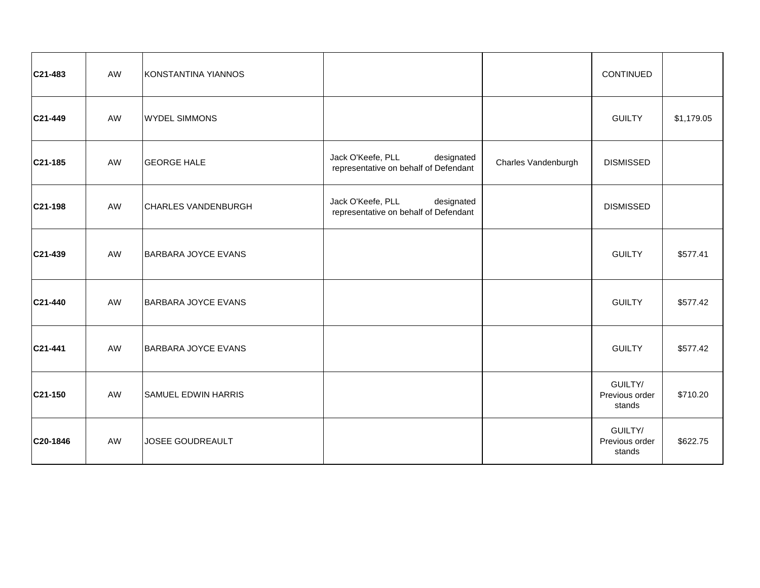| | | | | | | |
|---|---|---|---|---|---|---|
| **C21-483** | AW | KONSTANTINA YIANNOS | | | CONTINUED | |
| **C21-449** | AW | WYDEL SIMMONS | | | GUILTY | $1,179.05 |
| **C21-185** | AW | GEORGE HALE | Jack O'Keefe, PLL designated representative on behalf of Defendant | Charles Vandenburgh | DISMISSED | |
| **C21-198** | AW | CHARLES VANDENBURGH | Jack O'Keefe, PLL designated representative on behalf of Defendant | | DISMISSED | |
| **C21-439** | AW | BARBARA JOYCE EVANS | | | GUILTY | $577.41 |
| **C21-440** | AW | BARBARA JOYCE EVANS | | | GUILTY | $577.42 |
| **C21-441** | AW | BARBARA JOYCE EVANS | | | GUILTY | $577.42 |
| **C21-150** | AW | SAMUEL EDWIN HARRIS | | | GUILTY/ Previous order stands | $710.20 |
| **C20-1846** | AW | JOSEE GOUDREAULT | | | GUILTY/ Previous order stands | $622.75 |